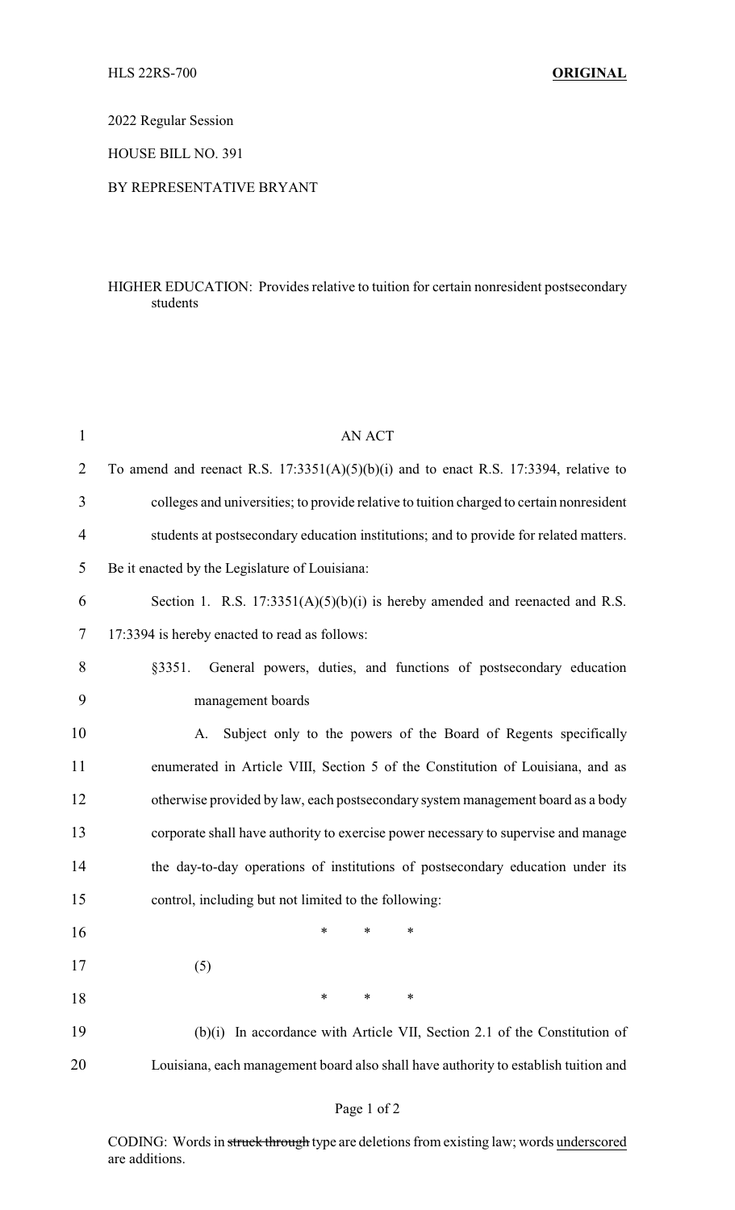HLS 22RS-700 **ORIGINAL**

2022 Regular Session

HOUSE BILL NO. 391

BY REPRESENTATIVE BRYANT

HIGHER EDUCATION: Provides relative to tuition for certain nonresident postsecondary students

AN ACT

To amend and reenact R.S. 17:3351(A)(5)(b)(i) and to enact R.S. 17:3394, relative to colleges and universities; to provide relative to tuition charged to certain nonresident students at postsecondary education institutions; and to provide for related matters.

Be it enacted by the Legislature of Louisiana:

Section 1. R.S. 17:3351(A)(5)(b)(i) is hereby amended and reenacted and R.S. 17:3394 is hereby enacted to read as follows:

§3351. General powers, duties, and functions of postsecondary education management boards

A. Subject only to the powers of the Board of Regents specifically enumerated in Article VIII, Section 5 of the Constitution of Louisiana, and as otherwise provided by law, each postsecondary system management board as a body corporate shall have authority to exercise power necessary to supervise and manage the day-to-day operations of institutions of postsecondary education under its control, including but not limited to the following:

\* \* \*

(5)

\* \* \*

(b)(i) In accordance with Article VII, Section 2.1 of the Constitution of Louisiana, each management board also shall have authority to establish tuition and

CODING: Words in ~~struck through~~ type are deletions from existing law; words underscored are additions.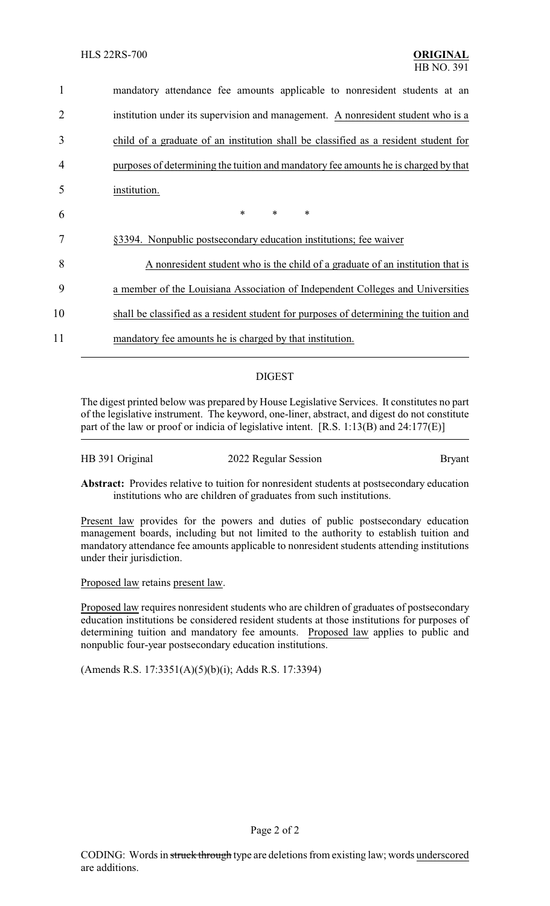mandatory attendance fee amounts applicable to nonresident students at an institution under its supervision and management. <u>A nonresident student who is a child of a graduate of an institution shall be classified as a resident student for purposes of determining the tuition and mandatory fee amounts he is charged by that institution.</u>

\* \* \*

<u>§3394. Nonpublic postsecondary education institutions; fee waiver</u>

<u>A nonresident student who is the child of a graduate of an institution that is a member of the Louisiana Association of Independent Colleges and Universities shall be classified as a resident student for purposes of determining the tuition and mandatory fee amounts he is charged by that institution.</u>

## DIGEST

The digest printed below was prepared by House Legislative Services. It constitutes no part of the legislative instrument. The keyword, one-liner, abstract, and digest do not constitute part of the law or proof or indicia of legislative intent. [R.S. 1:13(B) and 24:177(E)]

| HB 391 Original | 2022 Regular Session | Bryant |
|---|---|---|

**Abstract:** Provides relative to tuition for nonresident students at postsecondary education institutions who are children of graduates from such institutions.

<u>Present law</u> provides for the powers and duties of public postsecondary education management boards, including but not limited to the authority to establish tuition and mandatory attendance fee amounts applicable to nonresident students attending institutions under their jurisdiction.

<u>Proposed law</u> retains <u>present law</u>.

<u>Proposed law</u> requires nonresident students who are children of graduates of postsecondary education institutions be considered resident students at those institutions for purposes of determining tuition and mandatory fee amounts. <u>Proposed law</u> applies to public and nonpublic four-year postsecondary education institutions.

(Amends R.S. 17:3351(A)(5)(b)(i); Adds R.S. 17:3394)

CODING: Words in ~~struck through~~ type are deletions from existing law; words <u>underscored</u> are additions.